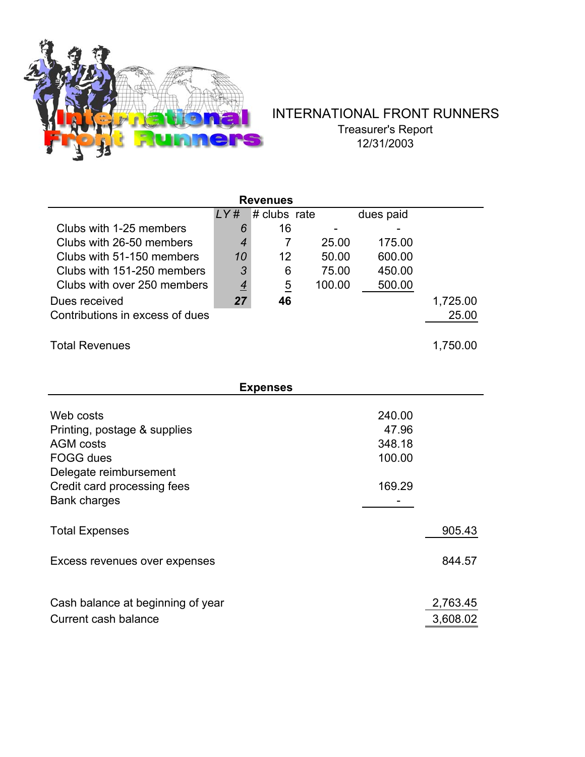# INTERNATIONAL FRONT RUNNERS

Treasurer's Report

12/31/2003

## Revenues

| | *LY #* | # clubs | rate | dues paid | |
|---|---|---|---|---|---|
| Clubs with 1-25 members | *6* | 16 | - | - | |
| Clubs with 26-50 members | *4* | 7 | 25.00 | 175.00 | |
| Clubs with 51-150 members | *10* | 12 | 50.00 | 600.00 | |
| Clubs with 151-250 members | *3* | 6 | 75.00 | 450.00 | |
| Clubs with over 250 members | *4* | 5 | 100.00 | 500.00 | |
| Dues received | ***27*** | **46** | | | 1,725.00 |
| Contributions in excess of dues | | | | | 25.00 |
| | | | | | |
| Total Revenues | | | | | 1,750.00 |

## Expenses

| | | |
|---|---|---|
| Web costs | 240.00 | |
| Printing, postage & supplies | 47.96 | |
| AGM costs | 348.18 | |
| FOGG dues | 100.00 | |
| Delegate reimbursement | | |
| Credit card processing fees | 169.29 | |
| Bank charges | - | |
| | | |
| Total Expenses | | 905.43 |
| | | |
| Excess revenues over expenses | | 844.57 |
| | | |
| Cash balance at beginning of year | | 2,763.45 |
| Current cash balance | | 3,608.02 |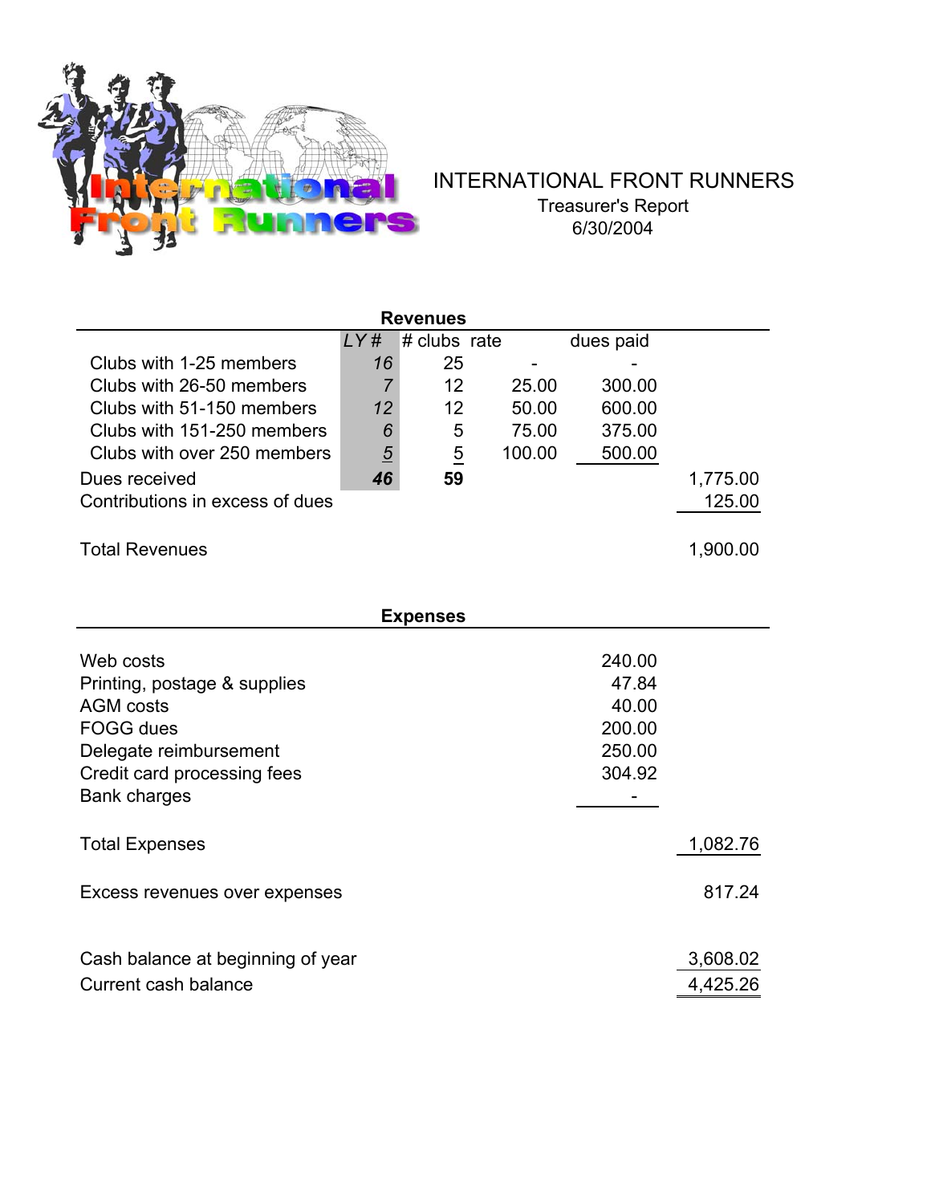# INTERNATIONAL FRONT RUNNERS

Treasurer's Report
6/30/2004

**Revenues**

| | *LY #* | # clubs | rate | dues paid | |
|---|---|---|---|---|---|
| Clubs with 1-25 members | *16* | 25 | - | - | |
| Clubs with 26-50 members | *7* | 12 | 25.00 | 300.00 | |
| Clubs with 51-150 members | *12* | 12 | 50.00 | 600.00 | |
| Clubs with 151-250 members | *6* | 5 | 75.00 | 375.00 | |
| Clubs with over 250 members | *5* | 5 | 100.00 | 500.00 | |
| Dues received | ***46*** | **59** | | | 1,775.00 |
| Contributions in excess of dues | | | | | 125.00 |
| Total Revenues | | | | | 1,900.00 |

**Expenses**

| | | |
|---|---|---|
| Web costs | 240.00 | |
| Printing, postage & supplies | 47.84 | |
| AGM costs | 40.00 | |
| FOGG dues | 200.00 | |
| Delegate reimbursement | 250.00 | |
| Credit card processing fees | 304.92 | |
| Bank charges | - | |
| Total Expenses | | 1,082.76 |
| Excess revenues over expenses | | 817.24 |
| Cash balance at beginning of year | | 3,608.02 |
| Current cash balance | | 4,425.26 |